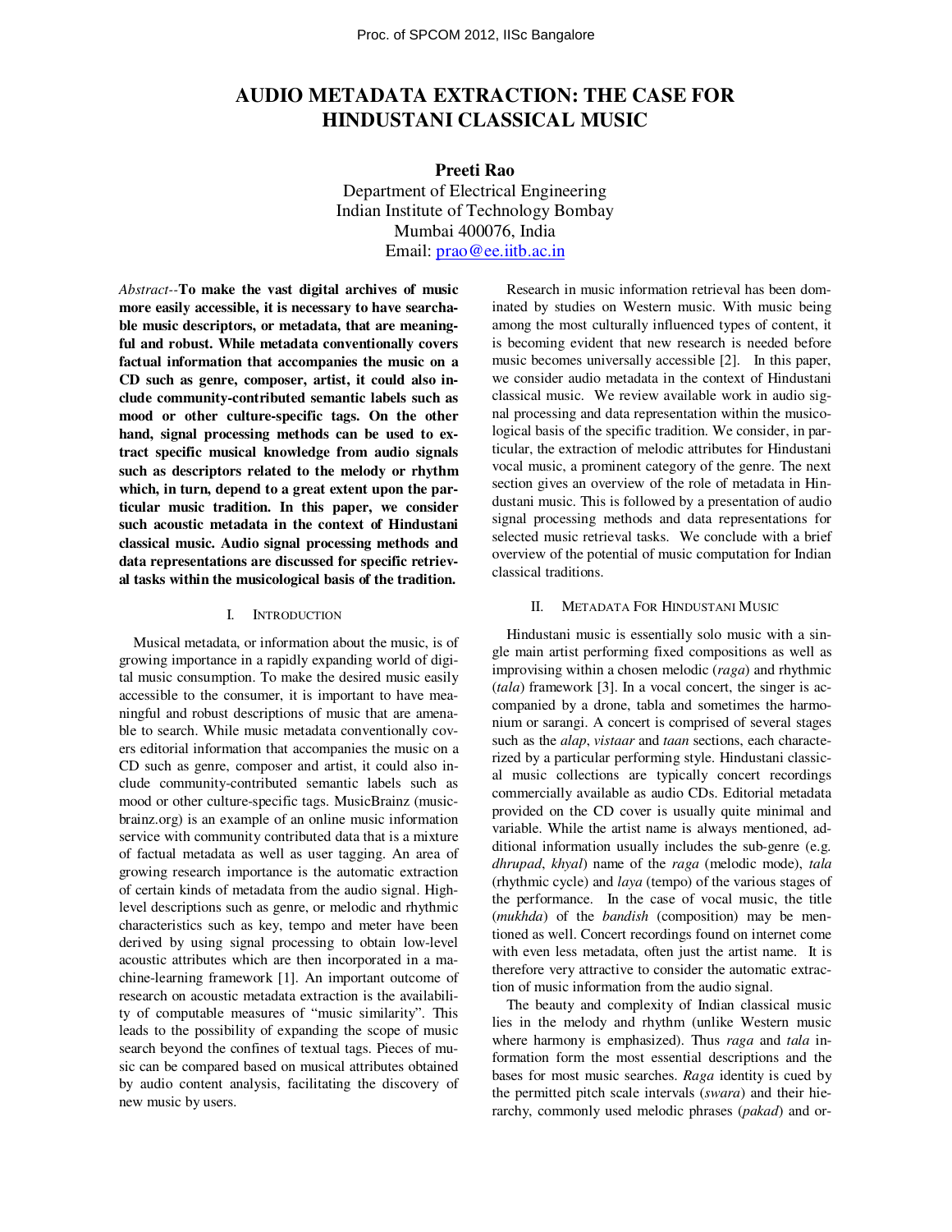# AUDIO METADATA EXTRACTION: THE CASE FOR HINDUSTANI CLASSICAL MUSIC

**Preeti Rao**

Department of Electrical Engineering
Indian Institute of Technology Bombay
Mumbai 400076, India
Email: prao@ee.iitb.ac.in

*Abstract*--**To make the vast digital archives of music more easily accessible, it is necessary to have searchable music descriptors, or metadata, that are meaningful and robust. While metadata conventionally covers factual information that accompanies the music on a CD such as genre, composer, artist, it could also include community-contributed semantic labels such as mood or other culture-specific tags. On the other hand, signal processing methods can be used to extract specific musical knowledge from audio signals such as descriptors related to the melody or rhythm which, in turn, depend to a great extent upon the particular music tradition. In this paper, we consider such acoustic metadata in the context of Hindustani classical music. Audio signal processing methods and data representations are discussed for specific retrieval tasks within the musicological basis of the tradition.**

## I. INTRODUCTION

Musical metadata, or information about the music, is of growing importance in a rapidly expanding world of digital music consumption. To make the desired music easily accessible to the consumer, it is important to have meaningful and robust descriptions of music that are amenable to search. While music metadata conventionally covers editorial information that accompanies the music on a CD such as genre, composer and artist, it could also include community-contributed semantic labels such as mood or other culture-specific tags. MusicBrainz (musicbrainz.org) is an example of an online music information service with community contributed data that is a mixture of factual metadata as well as user tagging. An area of growing research importance is the automatic extraction of certain kinds of metadata from the audio signal. High-level descriptions such as genre, or melodic and rhythmic characteristics such as key, tempo and meter have been derived by using signal processing to obtain low-level acoustic attributes which are then incorporated in a machine-learning framework [1]. An important outcome of research on acoustic metadata extraction is the availability of computable measures of "music similarity". This leads to the possibility of expanding the scope of music search beyond the confines of textual tags. Pieces of music can be compared based on musical attributes obtained by audio content analysis, facilitating the discovery of new music by users.

Research in music information retrieval has been dominated by studies on Western music. With music being among the most culturally influenced types of content, it is becoming evident that new research is needed before music becomes universally accessible [2]. In this paper, we consider audio metadata in the context of Hindustani classical music. We review available work in audio signal processing and data representation within the musicological basis of the specific tradition. We consider, in particular, the extraction of melodic attributes for Hindustani vocal music, a prominent category of the genre. The next section gives an overview of the role of metadata in Hindustani music. This is followed by a presentation of audio signal processing methods and data representations for selected music retrieval tasks. We conclude with a brief overview of the potential of music computation for Indian classical traditions.

## II. METADATA FOR HINDUSTANI MUSIC

Hindustani music is essentially solo music with a single main artist performing fixed compositions as well as improvising within a chosen melodic (*raga*) and rhythmic (*tala*) framework [3]. In a vocal concert, the singer is accompanied by a drone, tabla and sometimes the harmonium or sarangi. A concert is comprised of several stages such as the *alap*, *vistaar* and *taan* sections, each characterized by a particular performing style. Hindustani classical music collections are typically concert recordings commercially available as audio CDs. Editorial metadata provided on the CD cover is usually quite minimal and variable. While the artist name is always mentioned, additional information usually includes the sub-genre (e.g. *dhrupad*, *khyal*) name of the *raga* (melodic mode), *tala* (rhythmic cycle) and *laya* (tempo) of the various stages of the performance. In the case of vocal music, the title (*mukhda*) of the *bandish* (composition) may be mentioned as well. Concert recordings found on internet come with even less metadata, often just the artist name. It is therefore very attractive to consider the automatic extraction of music information from the audio signal.

The beauty and complexity of Indian classical music lies in the melody and rhythm (unlike Western music where harmony is emphasized). Thus *raga* and *tala* information form the most essential descriptions and the bases for most music searches. *Raga* identity is cued by the permitted pitch scale intervals (*swara*) and their hierarchy, commonly used melodic phrases (*pakad*) and or-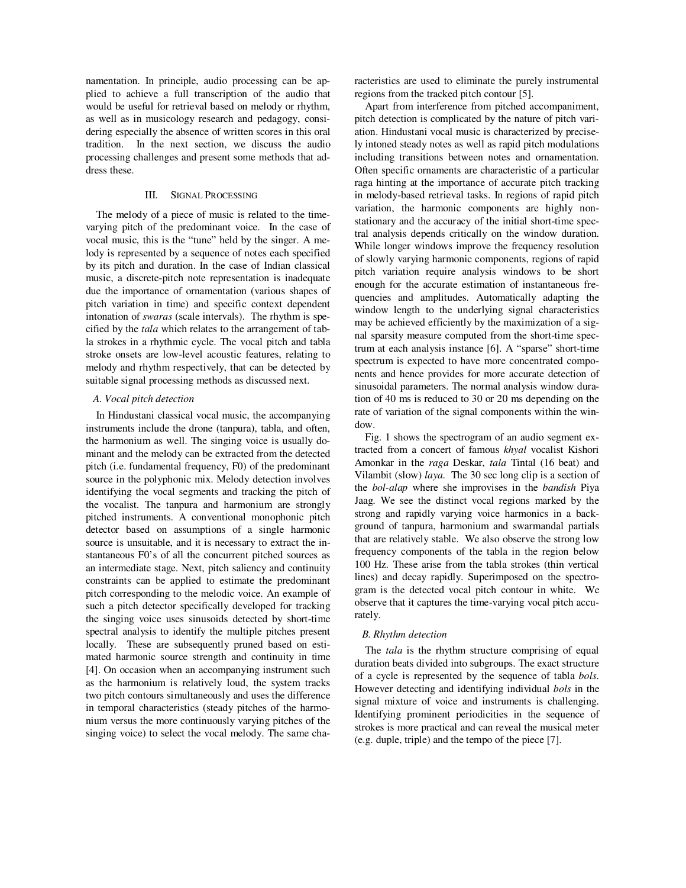namentation. In principle, audio processing can be applied to achieve a full transcription of the audio that would be useful for retrieval based on melody or rhythm, as well as in musicology research and pedagogy, considering especially the absence of written scores in this oral tradition. In the next section, we discuss the audio processing challenges and present some methods that address these.

## III. Signal Processing

The melody of a piece of music is related to the time-varying pitch of the predominant voice. In the case of vocal music, this is the "tune" held by the singer. A melody is represented by a sequence of notes each specified by its pitch and duration. In the case of Indian classical music, a discrete-pitch note representation is inadequate due the importance of ornamentation (various shapes of pitch variation in time) and specific context dependent intonation of *swaras* (scale intervals). The rhythm is specified by the *tala* which relates to the arrangement of tabla strokes in a rhythmic cycle. The vocal pitch and tabla stroke onsets are low-level acoustic features, relating to melody and rhythm respectively, that can be detected by suitable signal processing methods as discussed next.

### *A. Vocal pitch detection*

In Hindustani classical vocal music, the accompanying instruments include the drone (tanpura), tabla, and often, the harmonium as well. The singing voice is usually dominant and the melody can be extracted from the detected pitch (i.e. fundamental frequency, F0) of the predominant source in the polyphonic mix. Melody detection involves identifying the vocal segments and tracking the pitch of the vocalist. The tanpura and harmonium are strongly pitched instruments. A conventional monophonic pitch detector based on assumptions of a single harmonic source is unsuitable, and it is necessary to extract the instantaneous F0's of all the concurrent pitched sources as an intermediate stage. Next, pitch saliency and continuity constraints can be applied to estimate the predominant pitch corresponding to the melodic voice. An example of such a pitch detector specifically developed for tracking the singing voice uses sinusoids detected by short-time spectral analysis to identify the multiple pitches present locally. These are subsequently pruned based on estimated harmonic source strength and continuity in time [4]. On occasion when an accompanying instrument such as the harmonium is relatively loud, the system tracks two pitch contours simultaneously and uses the difference in temporal characteristics (steady pitches of the harmonium versus the more continuously varying pitches of the singing voice) to select the vocal melody. The same characteristics are used to eliminate the purely instrumental regions from the tracked pitch contour [5].

Apart from interference from pitched accompaniment, pitch detection is complicated by the nature of pitch variation. Hindustani vocal music is characterized by precisely intoned steady notes as well as rapid pitch modulations including transitions between notes and ornamentation. Often specific ornaments are characteristic of a particular raga hinting at the importance of accurate pitch tracking in melody-based retrieval tasks. In regions of rapid pitch variation, the harmonic components are highly non-stationary and the accuracy of the initial short-time spectral analysis depends critically on the window duration. While longer windows improve the frequency resolution of slowly varying harmonic components, regions of rapid pitch variation require analysis windows to be short enough for the accurate estimation of instantaneous frequencies and amplitudes. Automatically adapting the window length to the underlying signal characteristics may be achieved efficiently by the maximization of a signal sparsity measure computed from the short-time spectrum at each analysis instance [6]. A "sparse" short-time spectrum is expected to have more concentrated components and hence provides for more accurate detection of sinusoidal parameters. The normal analysis window duration of 40 ms is reduced to 30 or 20 ms depending on the rate of variation of the signal components within the window.

Fig. 1 shows the spectrogram of an audio segment extracted from a concert of famous *khyal* vocalist Kishori Amonkar in the *raga* Deskar, *tala* Tintal (16 beat) and Vilambit (slow) *laya*. The 30 sec long clip is a section of the *bol-alap* where she improvises in the *bandish* Piya Jaag. We see the distinct vocal regions marked by the strong and rapidly varying voice harmonics in a background of tanpura, harmonium and swarmandal partials that are relatively stable. We also observe the strong low frequency components of the tabla in the region below 100 Hz. These arise from the tabla strokes (thin vertical lines) and decay rapidly. Superimposed on the spectrogram is the detected vocal pitch contour in white. We observe that it captures the time-varying vocal pitch accurately.

### *B. Rhythm detection*

The *tala* is the rhythm structure comprising of equal duration beats divided into subgroups. The exact structure of a cycle is represented by the sequence of tabla *bols*. However detecting and identifying individual *bols* in the signal mixture of voice and instruments is challenging. Identifying prominent periodicities in the sequence of strokes is more practical and can reveal the musical meter (e.g. duple, triple) and the tempo of the piece [7].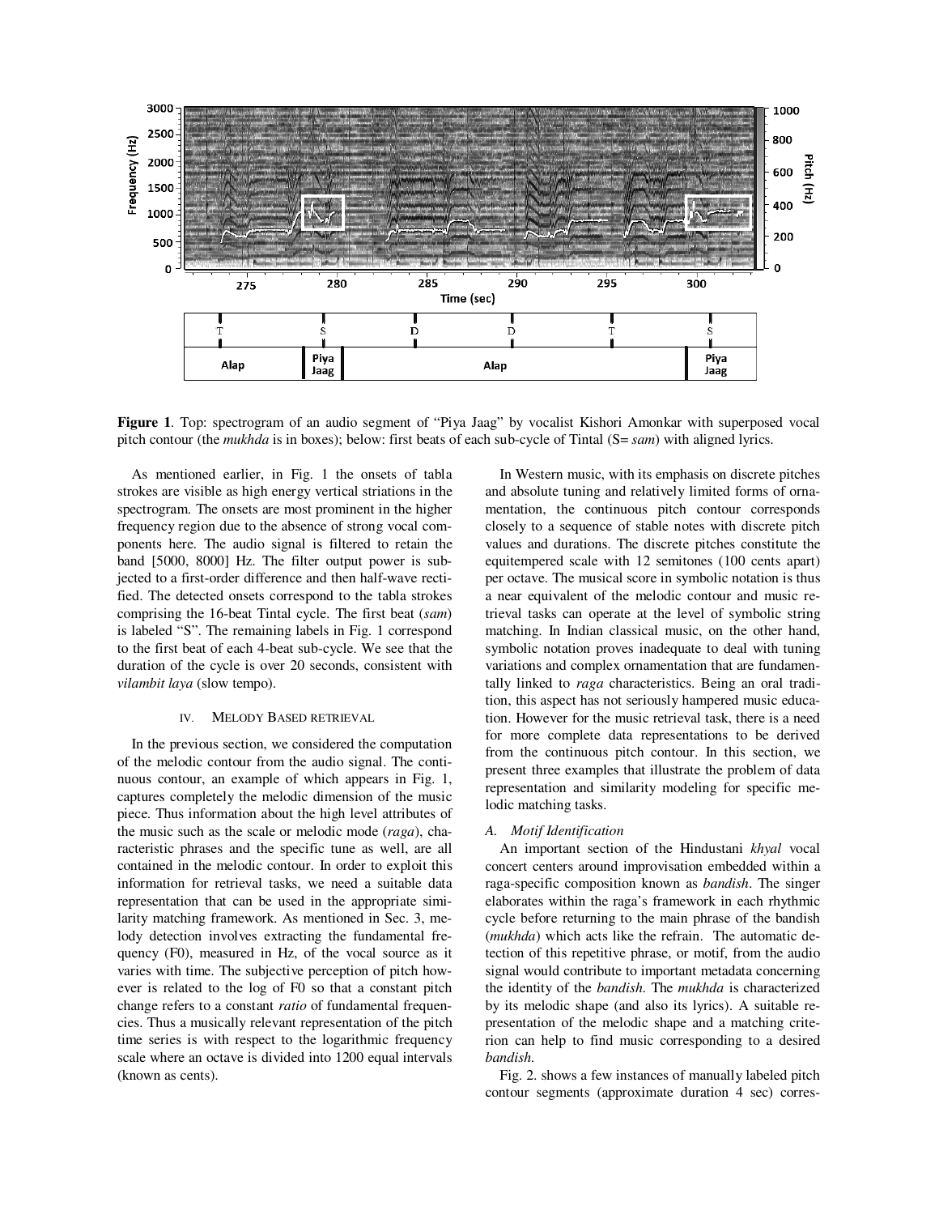**Figure 1**. Top: spectrogram of an audio segment of "Piya Jaag" by vocalist Kishori Amonkar with superposed vocal pitch contour (the *mukhda* is in boxes); below: first beats of each sub-cycle of Tintal (S= *sam*) with aligned lyrics.

As mentioned earlier, in Fig. 1 the onsets of tabla strokes are visible as high energy vertical striations in the spectrogram. The onsets are most prominent in the higher frequency region due to the absence of strong vocal components here. The audio signal is filtered to retain the band [5000, 8000] Hz. The filter output power is subjected to a first-order difference and then half-wave rectified. The detected onsets correspond to the tabla strokes comprising the 16-beat Tintal cycle. The first beat (*sam*) is labeled "S". The remaining labels in Fig. 1 correspond to the first beat of each 4-beat sub-cycle. We see that the duration of the cycle is over 20 seconds, consistent with *vilambit laya* (slow tempo).

## IV. Melody Based Retrieval

In the previous section, we considered the computation of the melodic contour from the audio signal. The continuous contour, an example of which appears in Fig. 1, captures completely the melodic dimension of the music piece. Thus information about the high level attributes of the music such as the scale or melodic mode (*raga*), characteristic phrases and the specific tune as well, are all contained in the melodic contour. In order to exploit this information for retrieval tasks, we need a suitable data representation that can be used in the appropriate similarity matching framework. As mentioned in Sec. 3, melody detection involves extracting the fundamental frequency (F0), measured in Hz, of the vocal source as it varies with time. The subjective perception of pitch however is related to the log of F0 so that a constant pitch change refers to a constant *ratio* of fundamental frequencies. Thus a musically relevant representation of the pitch time series is with respect to the logarithmic frequency scale where an octave is divided into 1200 equal intervals (known as cents).

In Western music, with its emphasis on discrete pitches and absolute tuning and relatively limited forms of ornamentation, the continuous pitch contour corresponds closely to a sequence of stable notes with discrete pitch values and durations. The discrete pitches constitute the equitempered scale with 12 semitones (100 cents apart) per octave. The musical score in symbolic notation is thus a near equivalent of the melodic contour and music retrieval tasks can operate at the level of symbolic string matching. In Indian classical music, on the other hand, symbolic notation proves inadequate to deal with tuning variations and complex ornamentation that are fundamentally linked to *raga* characteristics. Being an oral tradition, this aspect has not seriously hampered music education. However for the music retrieval task, there is a need for more complete data representations to be derived from the continuous pitch contour. In this section, we present three examples that illustrate the problem of data representation and similarity modeling for specific melodic matching tasks.

### A. Motif Identification

An important section of the Hindustani *khyal* vocal concert centers around improvisation embedded within a raga-specific composition known as *bandish*. The singer elaborates within the raga's framework in each rhythmic cycle before returning to the main phrase of the bandish (*mukhda*) which acts like the refrain. The automatic detection of this repetitive phrase, or motif, from the audio signal would contribute to important metadata concerning the identity of the *bandish*. The *mukhda* is characterized by its melodic shape (and also its lyrics). A suitable representation of the melodic shape and a matching criterion can help to find music corresponding to a desired *bandish*.

Fig. 2. shows a few instances of manually labeled pitch contour segments (approximate duration 4 sec) corres-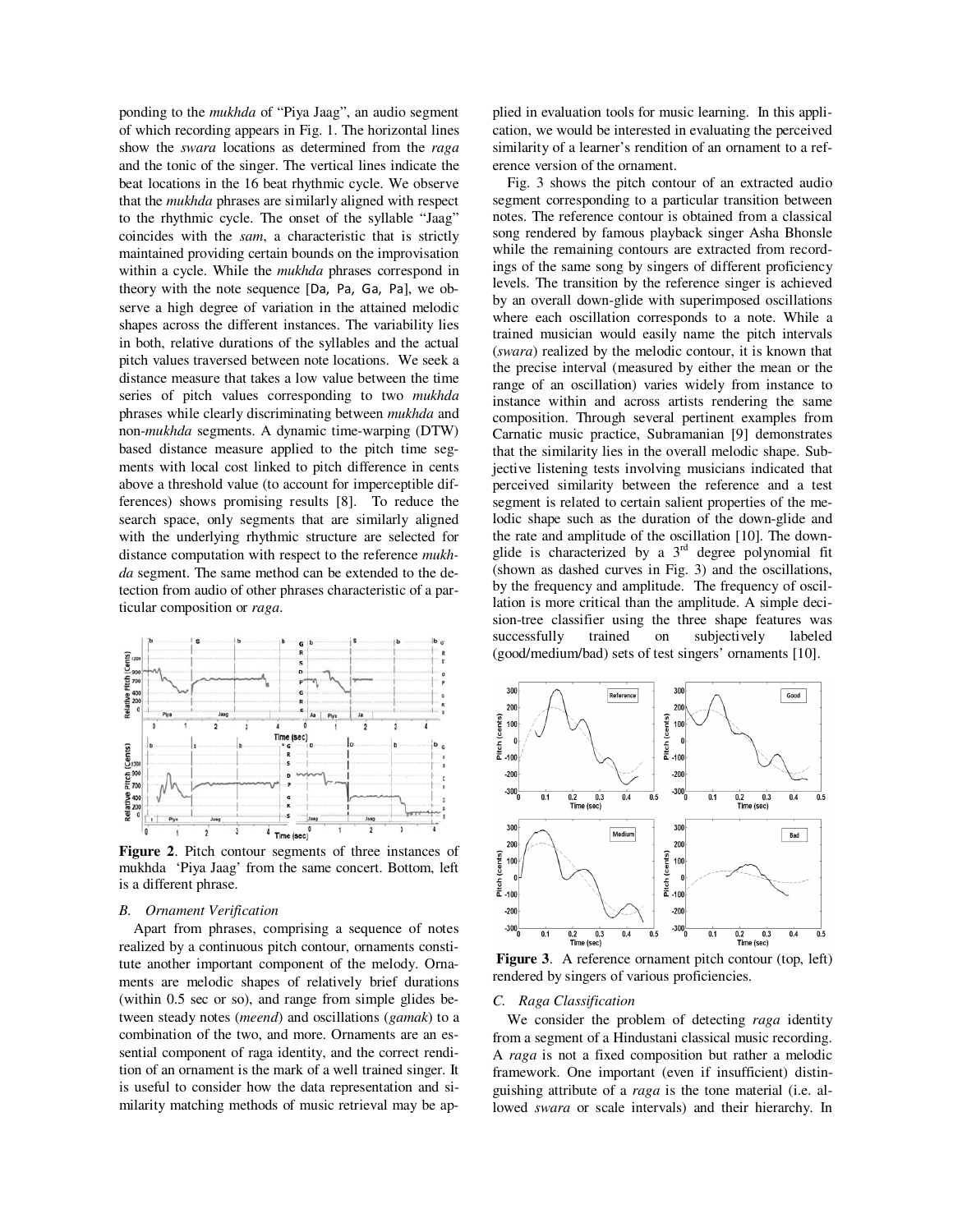ponding to the *mukhda* of "Piya Jaag", an audio segment of which recording appears in Fig. 1. The horizontal lines show the *swara* locations as determined from the *raga* and the tonic of the singer. The vertical lines indicate the beat locations in the 16 beat rhythmic cycle. We observe that the *mukhda* phrases are similarly aligned with respect to the rhythmic cycle. The onset of the syllable "Jaag" coincides with the *sam*, a characteristic that is strictly maintained providing certain bounds on the improvisation within a cycle. While the *mukhda* phrases correspond in theory with the note sequence [Da, Pa, Ga, Pa], we observe a high degree of variation in the attained melodic shapes across the different instances. The variability lies in both, relative durations of the syllables and the actual pitch values traversed between note locations. We seek a distance measure that takes a low value between the time series of pitch values corresponding to two *mukhda* phrases while clearly discriminating between *mukhda* and non-*mukhda* segments. A dynamic time-warping (DTW) based distance measure applied to the pitch time segments with local cost linked to pitch difference in cents above a threshold value (to account for imperceptible differences) shows promising results [8]. To reduce the search space, only segments that are similarly aligned with the underlying rhythmic structure are selected for distance computation with respect to the reference *mukhda* segment. The same method can be extended to the detection from audio of other phrases characteristic of a particular composition or *raga*.

**Figure 2**. Pitch contour segments of three instances of mukhda 'Piya Jaag' from the same concert. Bottom, left is a different phrase.

### *B. Ornament Verification*

Apart from phrases, comprising a sequence of notes realized by a continuous pitch contour, ornaments constitute another important component of the melody. Ornaments are melodic shapes of relatively brief durations (within 0.5 sec or so), and range from simple glides between steady notes (*meend*) and oscillations (*gamak*) to a combination of the two, and more. Ornaments are an essential component of raga identity, and the correct rendition of an ornament is the mark of a well trained singer. It is useful to consider how the data representation and similarity matching methods of music retrieval may be applied in evaluation tools for music learning. In this application, we would be interested in evaluating the perceived similarity of a learner's rendition of an ornament to a reference version of the ornament.

Fig. 3 shows the pitch contour of an extracted audio segment corresponding to a particular transition between notes. The reference contour is obtained from a classical song rendered by famous playback singer Asha Bhonsle while the remaining contours are extracted from recordings of the same song by singers of different proficiency levels. The transition by the reference singer is achieved by an overall down-glide with superimposed oscillations where each oscillation corresponds to a note. While a trained musician would easily name the pitch intervals (*swara*) realized by the melodic contour, it is known that the precise interval (measured by either the mean or the range of an oscillation) varies widely from instance to instance within and across artists rendering the same composition. Through several pertinent examples from Carnatic music practice, Subramanian [9] demonstrates that the similarity lies in the overall melodic shape. Subjective listening tests involving musicians indicated that perceived similarity between the reference and a test segment is related to certain salient properties of the melodic shape such as the duration of the down-glide and the rate and amplitude of the oscillation [10]. The down-glide is characterized by a 3rd degree polynomial fit (shown as dashed curves in Fig. 3) and the oscillations, by the frequency and amplitude. The frequency of oscillation is more critical than the amplitude. A simple decision-tree classifier using the three shape features was successfully trained on subjectively labeled (good/medium/bad) sets of test singers' ornaments [10].

**Figure 3**. A reference ornament pitch contour (top, left) rendered by singers of various proficiencies.

### *C. Raga Classification*

We consider the problem of detecting *raga* identity from a segment of a Hindustani classical music recording. A *raga* is not a fixed composition but rather a melodic framework. One important (even if insufficient) distinguishing attribute of a *raga* is the tone material (i.e. allowed *swara* or scale intervals) and their hierarchy. In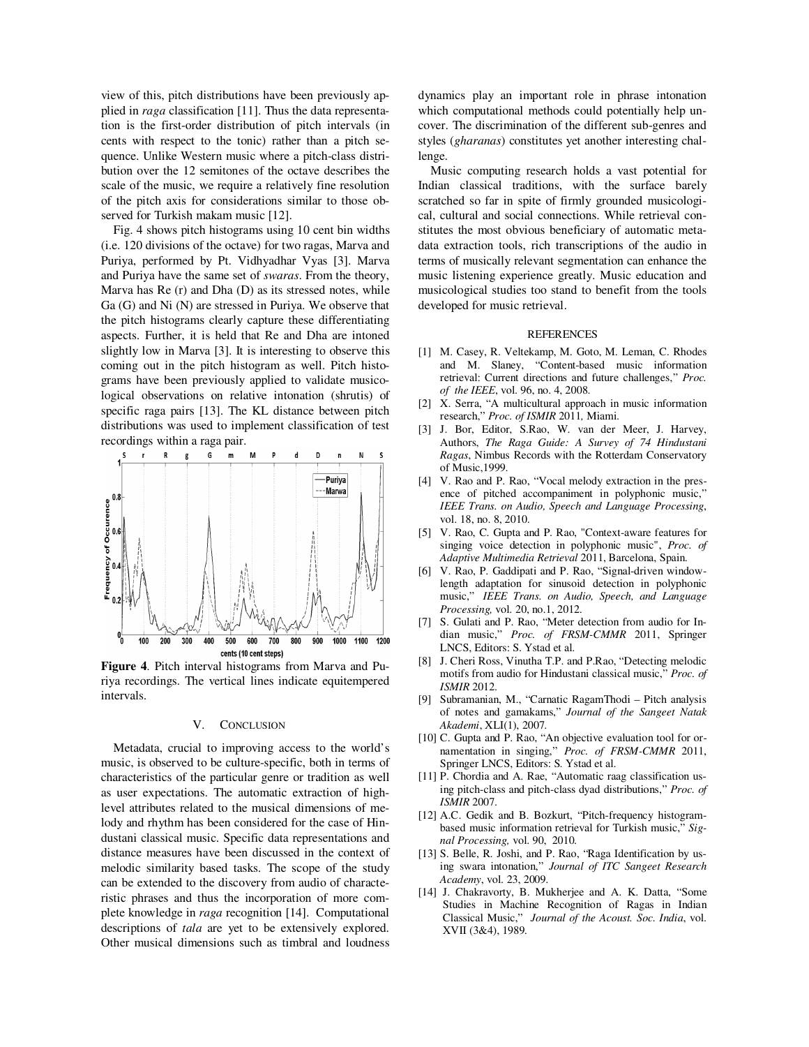view of this, pitch distributions have been previously applied in *raga* classification [11]. Thus the data representation is the first-order distribution of pitch intervals (in cents with respect to the tonic) rather than a pitch sequence. Unlike Western music where a pitch-class distribution over the 12 semitones of the octave describes the scale of the music, we require a relatively fine resolution of the pitch axis for considerations similar to those observed for Turkish makam music [12].

Fig. 4 shows pitch histograms using 10 cent bin widths (i.e. 120 divisions of the octave) for two ragas, Marva and Puriya, performed by Pt. Vidhyadhar Vyas [3]. Marva and Puriya have the same set of *swaras*. From the theory, Marva has Re (r) and Dha (D) as its stressed notes, while Ga (G) and Ni (N) are stressed in Puriya. We observe that the pitch histograms clearly capture these differentiating aspects. Further, it is held that Re and Dha are intoned slightly low in Marva [3]. It is interesting to observe this coming out in the pitch histogram as well. Pitch histograms have been previously applied to validate musicological observations on relative intonation (shrutis) of specific raga pairs [13]. The KL distance between pitch distributions was used to implement classification of test recordings within a raga pair.

S r R g G m M P d D n N S

Puriya
Marwa

Frequency of Occurence

0 0.2 0.4 0.6 0.8 1

0 100 200 300 400 500 600 700 800 900 1000 1100 1200

cents (10 cent steps)

**Figure 4**. Pitch interval histograms from Marva and Puriya recordings. The vertical lines indicate equitempered intervals.

## V. CONCLUSION

Metadata, crucial to improving access to the world's music, is observed to be culture-specific, both in terms of characteristics of the particular genre or tradition as well as user expectations. The automatic extraction of high-level attributes related to the musical dimensions of melody and rhythm has been considered for the case of Hindustani classical music. Specific data representations and distance measures have been discussed in the context of melodic similarity based tasks. The scope of the study can be extended to the discovery from audio of characteristic phrases and thus the incorporation of more complete knowledge in *raga* recognition [14]. Computational descriptions of *tala* are yet to be extensively explored. Other musical dimensions such as timbral and loudness dynamics play an important role in phrase intonation which computational methods could potentially help uncover. The discrimination of the different sub-genres and styles (*gharanas*) constitutes yet another interesting challenge.

Music computing research holds a vast potential for Indian classical traditions, with the surface barely scratched so far in spite of firmly grounded musicological, cultural and social connections. While retrieval constitutes the most obvious beneficiary of automatic metadata extraction tools, rich transcriptions of the audio in terms of musically relevant segmentation can enhance the music listening experience greatly. Music education and musicological studies too stand to benefit from the tools developed for music retrieval.

## REFERENCES

[1] M. Casey, R. Veltekamp, M. Goto, M. Leman, C. Rhodes and M. Slaney, "Content-based music information retrieval: Current directions and future challenges," *Proc. of the IEEE*, vol. 96, no. 4, 2008.

[2] X. Serra, "A multicultural approach in music information research," *Proc. of ISMIR* 2011, Miami.

[3] J. Bor, Editor, S.Rao, W. van der Meer, J. Harvey, Authors, *The Raga Guide: A Survey of 74 Hindustani Ragas*, Nimbus Records with the Rotterdam Conservatory of Music,1999.

[4] V. Rao and P. Rao, "Vocal melody extraction in the presence of pitched accompaniment in polyphonic music," *IEEE Trans. on Audio, Speech and Language Processing*, vol. 18, no. 8, 2010.

[5] V. Rao, C. Gupta and P. Rao, "Context-aware features for singing voice detection in polyphonic music", *Proc. of Adaptive Multimedia Retrieval* 2011, Barcelona, Spain.

[6] V. Rao, P. Gaddipati and P. Rao, "Signal-driven window-length adaptation for sinusoid detection in polyphonic music," *IEEE Trans. on Audio, Speech, and Language Processing,* vol. 20, no.1, 2012.

[7] S. Gulati and P. Rao, "Meter detection from audio for Indian music," *Proc. of FRSM-CMMR* 2011, Springer LNCS, Editors: S. Ystad et al.

[8] J. Cheri Ross, Vinutha T.P. and P.Rao, "Detecting melodic motifs from audio for Hindustani classical music," *Proc. of ISMIR* 2012.

[9] Subramanian, M., "Carnatic RagamThodi – Pitch analysis of notes and gamakams," *Journal of the Sangeet Natak Akademi*, XLI(1), 2007.

[10] C. Gupta and P. Rao, "An objective evaluation tool for ornamentation in singing," *Proc. of FRSM-CMMR* 2011, Springer LNCS, Editors: S. Ystad et al.

[11] P. Chordia and A. Rae, "Automatic raag classification using pitch-class and pitch-class dyad distributions," *Proc. of ISMIR* 2007.

[12] A.C. Gedik and B. Bozkurt, "Pitch-frequency histogram-based music information retrieval for Turkish music," *Signal Processing,* vol. 90, 2010.

[13] S. Belle, R. Joshi, and P. Rao, "Raga Identification by using swara intonation," *Journal of ITC Sangeet Research Academy*, vol. 23, 2009.

[14] J. Chakravorty, B. Mukherjee and A. K. Datta, "Some Studies in Machine Recognition of Ragas in Indian Classical Music," *Journal of the Acoust. Soc. India*, vol. XVII (3&4), 1989.